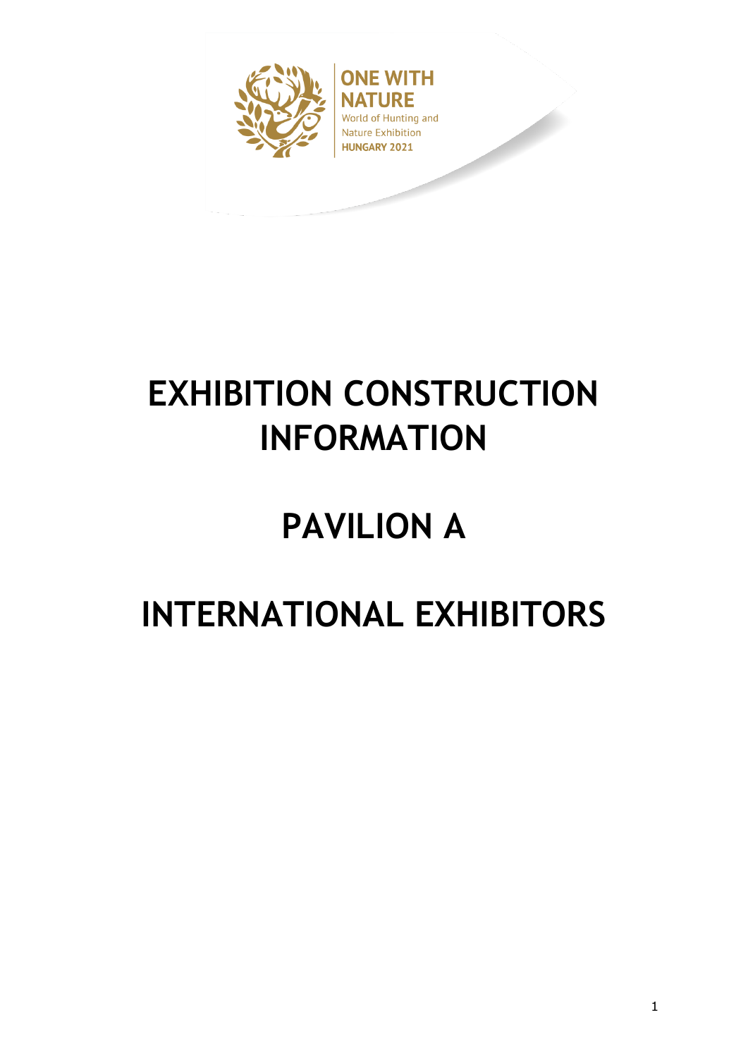ONE WITH NATURE

World of Hunting and Nature Exhibition

HUNGARY 2021

# EXHIBITION CONSTRUCTION INFORMATION

# PAVILION A

# INTERNATIONAL EXHIBITORS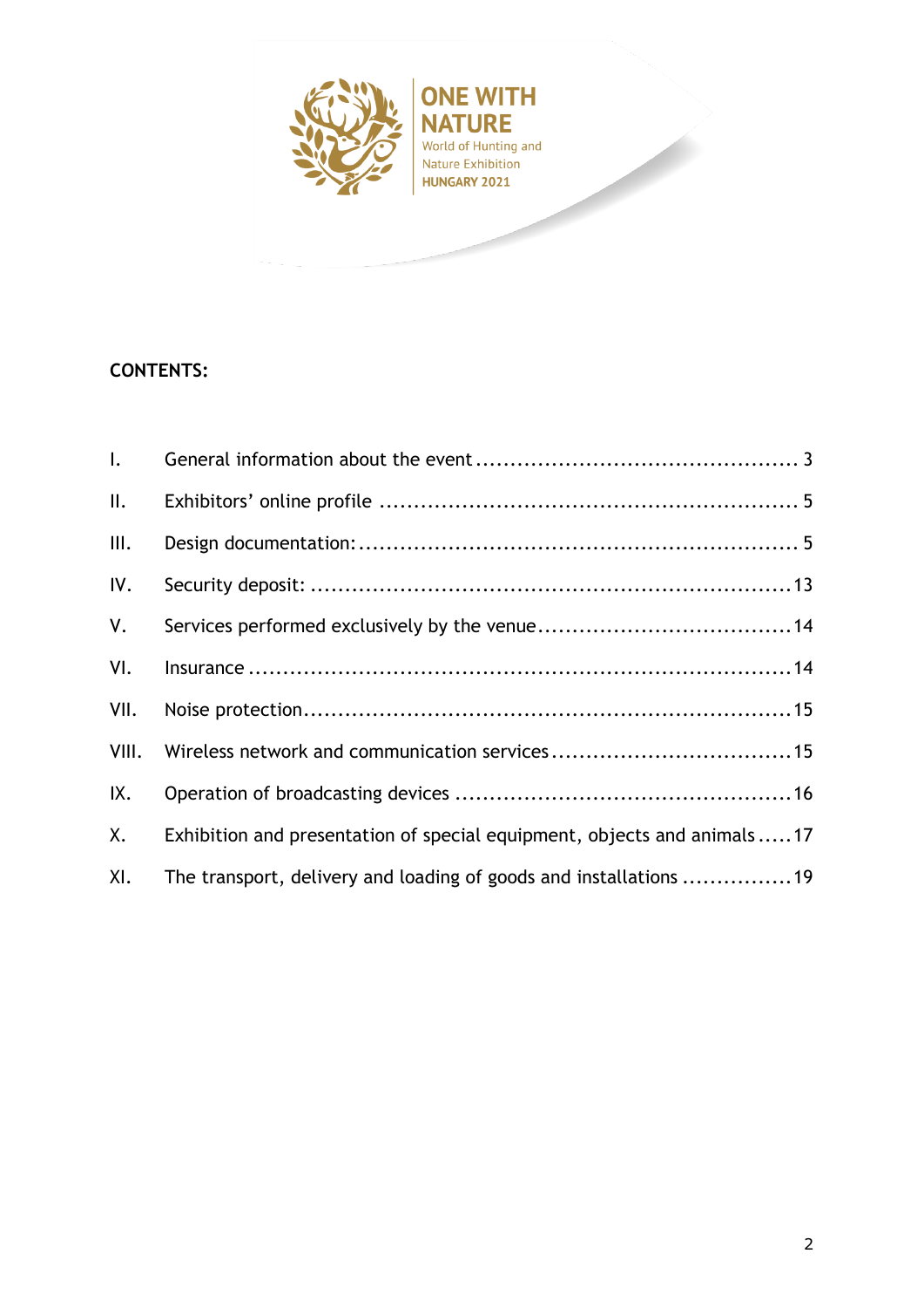ONE WITH NATURE
World of Hunting and Nature Exhibition
HUNGARY 2021

**CONTENTS:**

| | | |
|---|---|---|
| I. | General information about the event | 3 |
| II. | Exhibitors' online profile | 5 |
| III. | Design documentation: | 5 |
| IV. | Security deposit: | 13 |
| V. | Services performed exclusively by the venue | 14 |
| VI. | Insurance | 14 |
| VII. | Noise protection | 15 |
| VIII. | Wireless network and communication services | 15 |
| IX. | Operation of broadcasting devices | 16 |
| X. | Exhibition and presentation of special equipment, objects and animals | 17 |
| XI. | The transport, delivery and loading of goods and installations | 19 |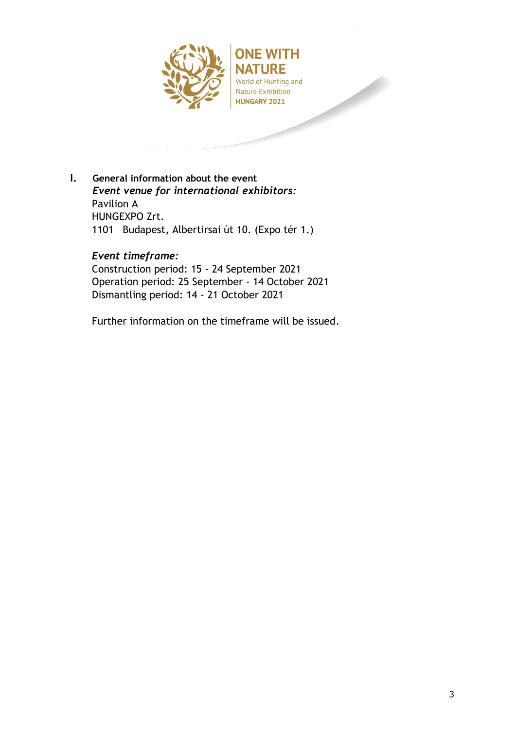## I. General information about the event

***Event venue for international exhibitors:***
Pavilion A
HUNGEXPO Zrt.
1101 Budapest, Albertirsai út 10. (Expo tér 1.)

***Event timeframe:***
Construction period: 15 - 24 September 2021
Operation period: 25 September - 14 October 2021
Dismantling period: 14 - 21 October 2021

Further information on the timeframe will be issued.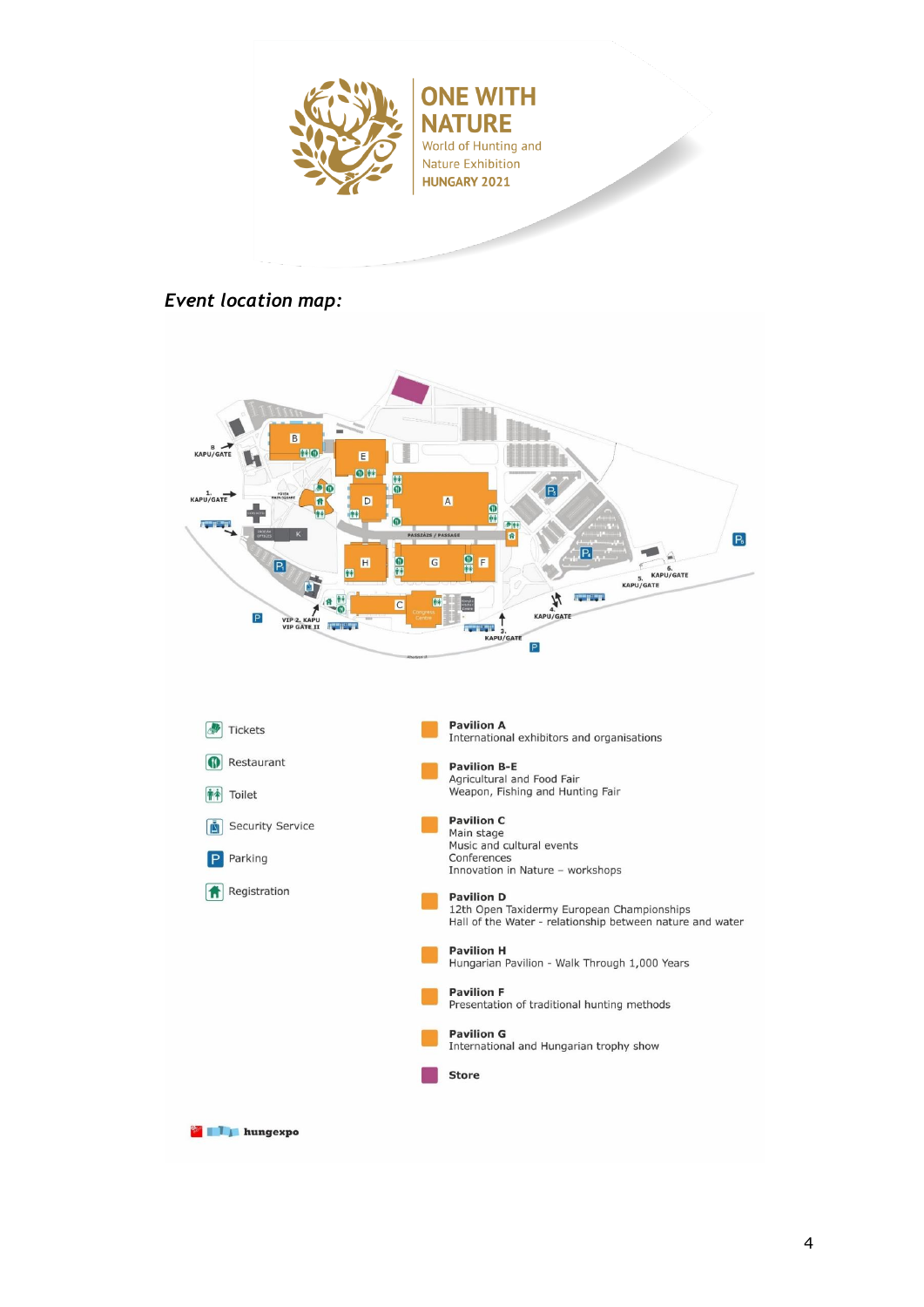## *Event location map:*

Tickets

Restaurant

Toilet

Security Service

Parking

Registration

**Pavilion A**
International exhibitors and organisations

**Pavilion B-E**
Agricultural and Food Fair
Weapon, Fishing and Hunting Fair

**Pavilion C**
Main stage
Music and cultural events
Conferences
Innovation in Nature – workshops

**Pavilion D**
12th Open Taxidermy European Championships
Hall of the Water - relationship between nature and water

**Pavilion H**
Hungarian Pavilion - Walk Through 1,000 Years

**Pavilion F**
Presentation of traditional hunting methods

**Pavilion G**
International and Hungarian trophy show

**Store**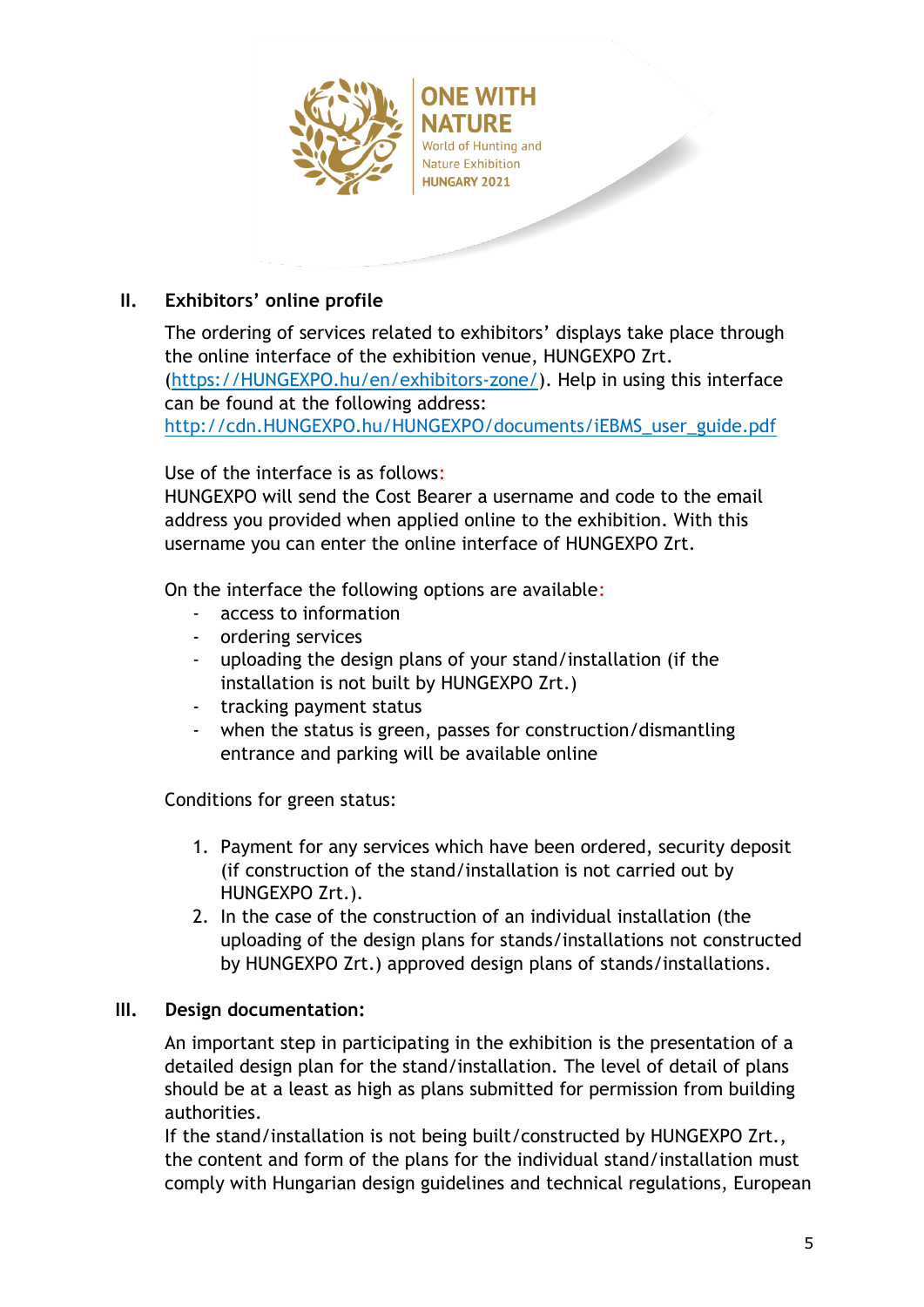## II. Exhibitors' online profile

The ordering of services related to exhibitors' displays take place through the online interface of the exhibition venue, HUNGEXPO Zrt. (https://HUNGEXPO.hu/en/exhibitors-zone/). Help in using this interface can be found at the following address: http://cdn.HUNGEXPO.hu/HUNGEXPO/documents/iEBMS_user_guide.pdf

Use of the interface is as follows:
HUNGEXPO will send the Cost Bearer a username and code to the email address you provided when applied online to the exhibition. With this username you can enter the online interface of HUNGEXPO Zrt.

On the interface the following options are available:

- access to information
- ordering services
- uploading the design plans of your stand/installation (if the installation is not built by HUNGEXPO Zrt.)
- tracking payment status
- when the status is green, passes for construction/dismantling entrance and parking will be available online

Conditions for green status:

1. Payment for any services which have been ordered, security deposit (if construction of the stand/installation is not carried out by HUNGEXPO Zrt.).
2. In the case of the construction of an individual installation (the uploading of the design plans for stands/installations not constructed by HUNGEXPO Zrt.) approved design plans of stands/installations.

## III. Design documentation:

An important step in participating in the exhibition is the presentation of a detailed design plan for the stand/installation. The level of detail of plans should be at a least as high as plans submitted for permission from building authorities.
If the stand/installation is not being built/constructed by HUNGEXPO Zrt., the content and form of the plans for the individual stand/installation must comply with Hungarian design guidelines and technical regulations, European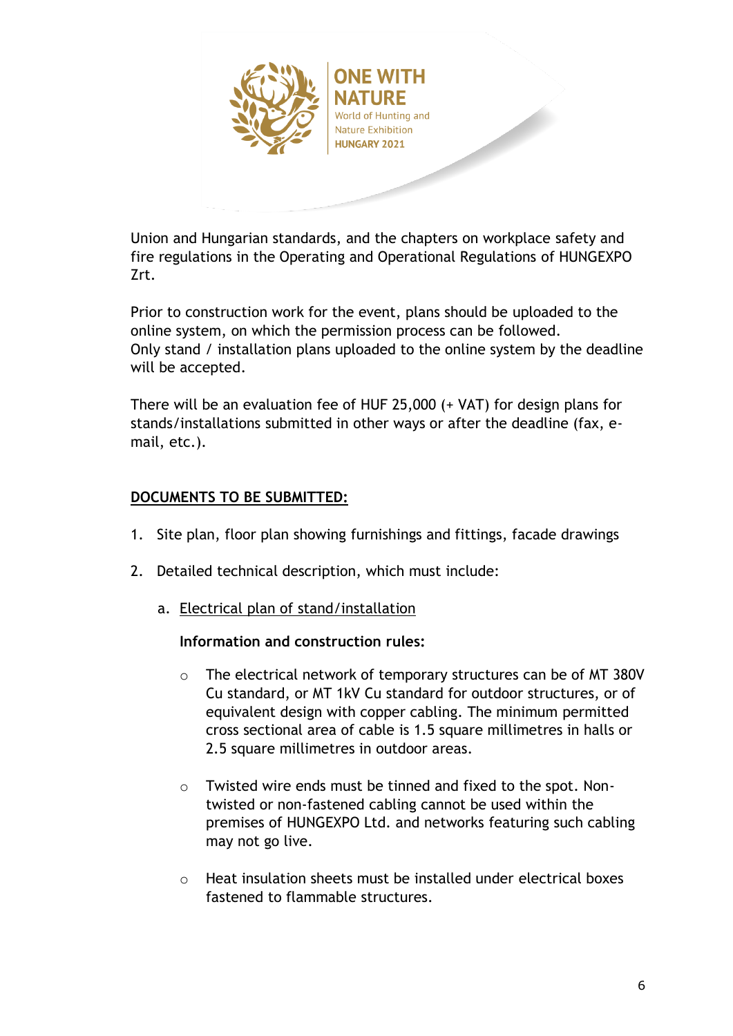Union and Hungarian standards, and the chapters on workplace safety and fire regulations in the Operating and Operational Regulations of HUNGEXPO Zrt.

Prior to construction work for the event, plans should be uploaded to the online system, on which the permission process can be followed.
Only stand / installation plans uploaded to the online system by the deadline will be accepted.

There will be an evaluation fee of HUF 25,000 (+ VAT) for design plans for stands/installations submitted in other ways or after the deadline (fax, e-mail, etc.).

## DOCUMENTS TO BE SUBMITTED:

1. Site plan, floor plan showing furnishings and fittings, facade drawings

2. Detailed technical description, which must include:

   a. Electrical plan of stand/installation

      **Information and construction rules:**

      - The electrical network of temporary structures can be of MT 380V Cu standard, or MT 1kV Cu standard for outdoor structures, or of equivalent design with copper cabling. The minimum permitted cross sectional area of cable is 1.5 square millimetres in halls or 2.5 square millimetres in outdoor areas.

      - Twisted wire ends must be tinned and fixed to the spot. Non-twisted or non-fastened cabling cannot be used within the premises of HUNGEXPO Ltd. and networks featuring such cabling may not go live.

      - Heat insulation sheets must be installed under electrical boxes fastened to flammable structures.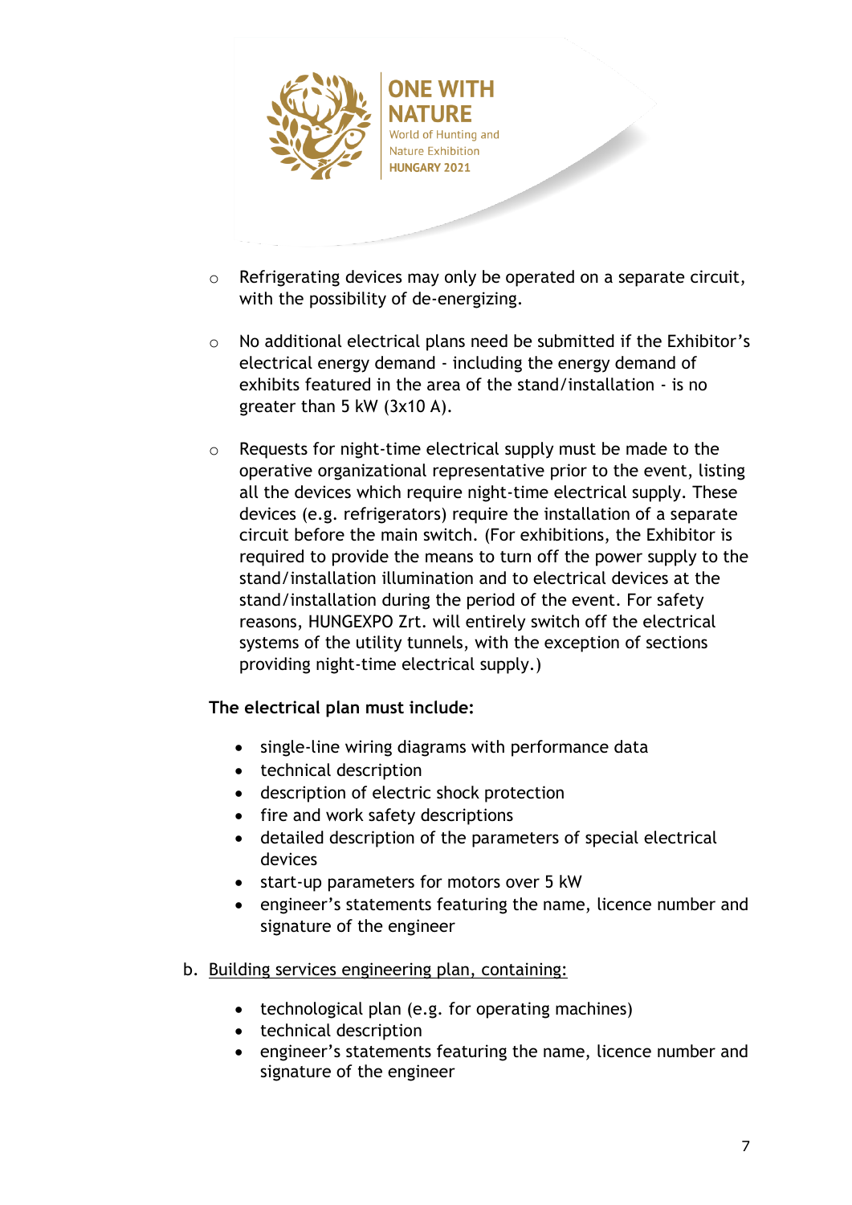- Refrigerating devices may only be operated on a separate circuit, with the possibility of de-energizing.

- No additional electrical plans need be submitted if the Exhibitor's electrical energy demand - including the energy demand of exhibits featured in the area of the stand/installation - is no greater than 5 kW (3x10 A).

- Requests for night-time electrical supply must be made to the operative organizational representative prior to the event, listing all the devices which require night-time electrical supply. These devices (e.g. refrigerators) require the installation of a separate circuit before the main switch. (For exhibitions, the Exhibitor is required to provide the means to turn off the power supply to the stand/installation illumination and to electrical devices at the stand/installation during the period of the event. For safety reasons, HUNGEXPO Zrt. will entirely switch off the electrical systems of the utility tunnels, with the exception of sections providing night-time electrical supply.)

**The electrical plan must include:**

- single-line wiring diagrams with performance data
- technical description
- description of electric shock protection
- fire and work safety descriptions
- detailed description of the parameters of special electrical devices
- start-up parameters for motors over 5 kW
- engineer's statements featuring the name, licence number and signature of the engineer

b. Building services engineering plan, containing:

- technological plan (e.g. for operating machines)
- technical description
- engineer's statements featuring the name, licence number and signature of the engineer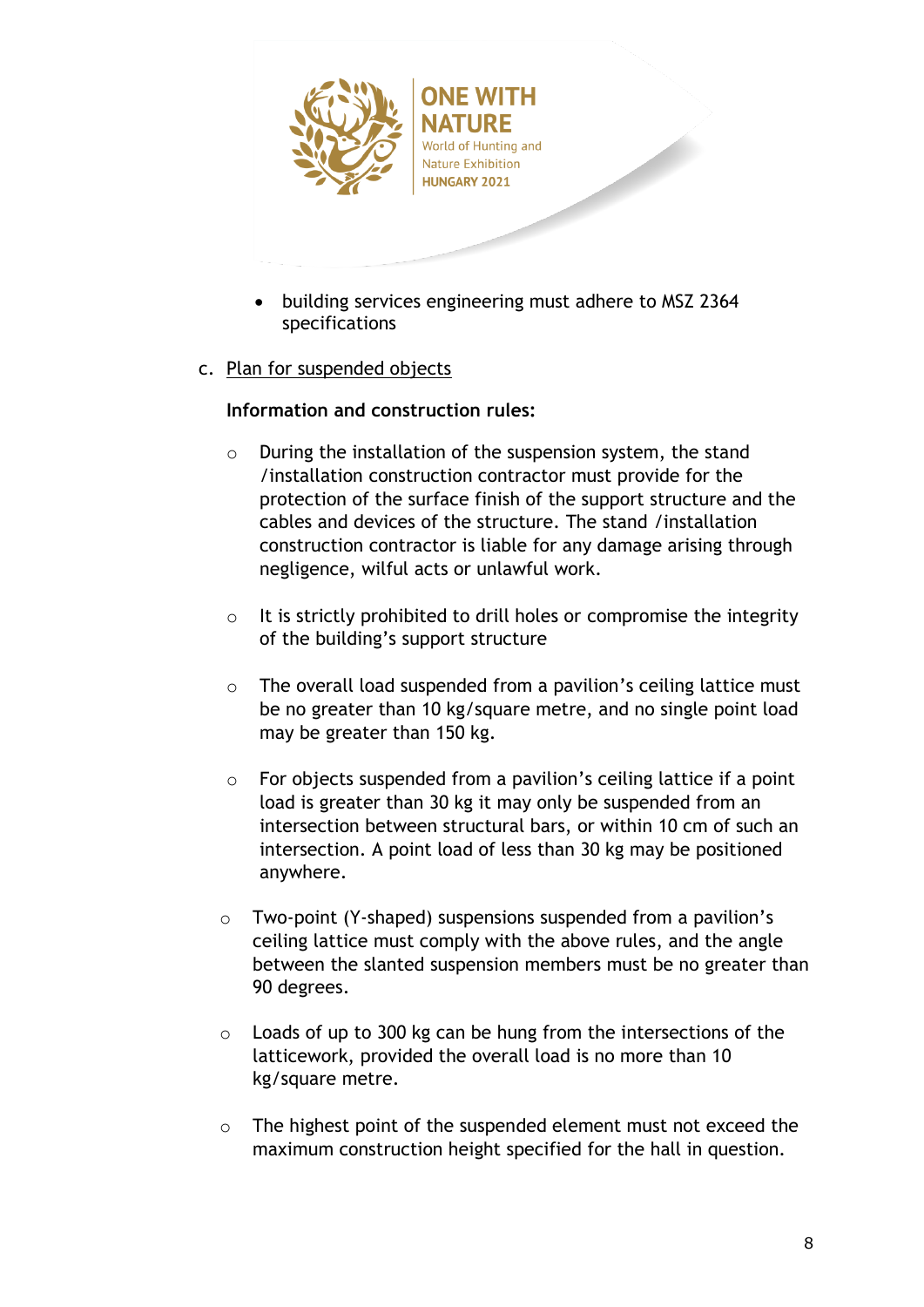- building services engineering must adhere to MSZ 2364 specifications

c. Plan for suspended objects

**Information and construction rules:**

- During the installation of the suspension system, the stand /installation construction contractor must provide for the protection of the surface finish of the support structure and the cables and devices of the structure. The stand /installation construction contractor is liable for any damage arising through negligence, wilful acts or unlawful work.

- It is strictly prohibited to drill holes or compromise the integrity of the building's support structure

- The overall load suspended from a pavilion's ceiling lattice must be no greater than 10 kg/square metre, and no single point load may be greater than 150 kg.

- For objects suspended from a pavilion's ceiling lattice if a point load is greater than 30 kg it may only be suspended from an intersection between structural bars, or within 10 cm of such an intersection. A point load of less than 30 kg may be positioned anywhere.

- Two-point (Y-shaped) suspensions suspended from a pavilion's ceiling lattice must comply with the above rules, and the angle between the slanted suspension members must be no greater than 90 degrees.

- Loads of up to 300 kg can be hung from the intersections of the latticework, provided the overall load is no more than 10 kg/square metre.

- The highest point of the suspended element must not exceed the maximum construction height specified for the hall in question.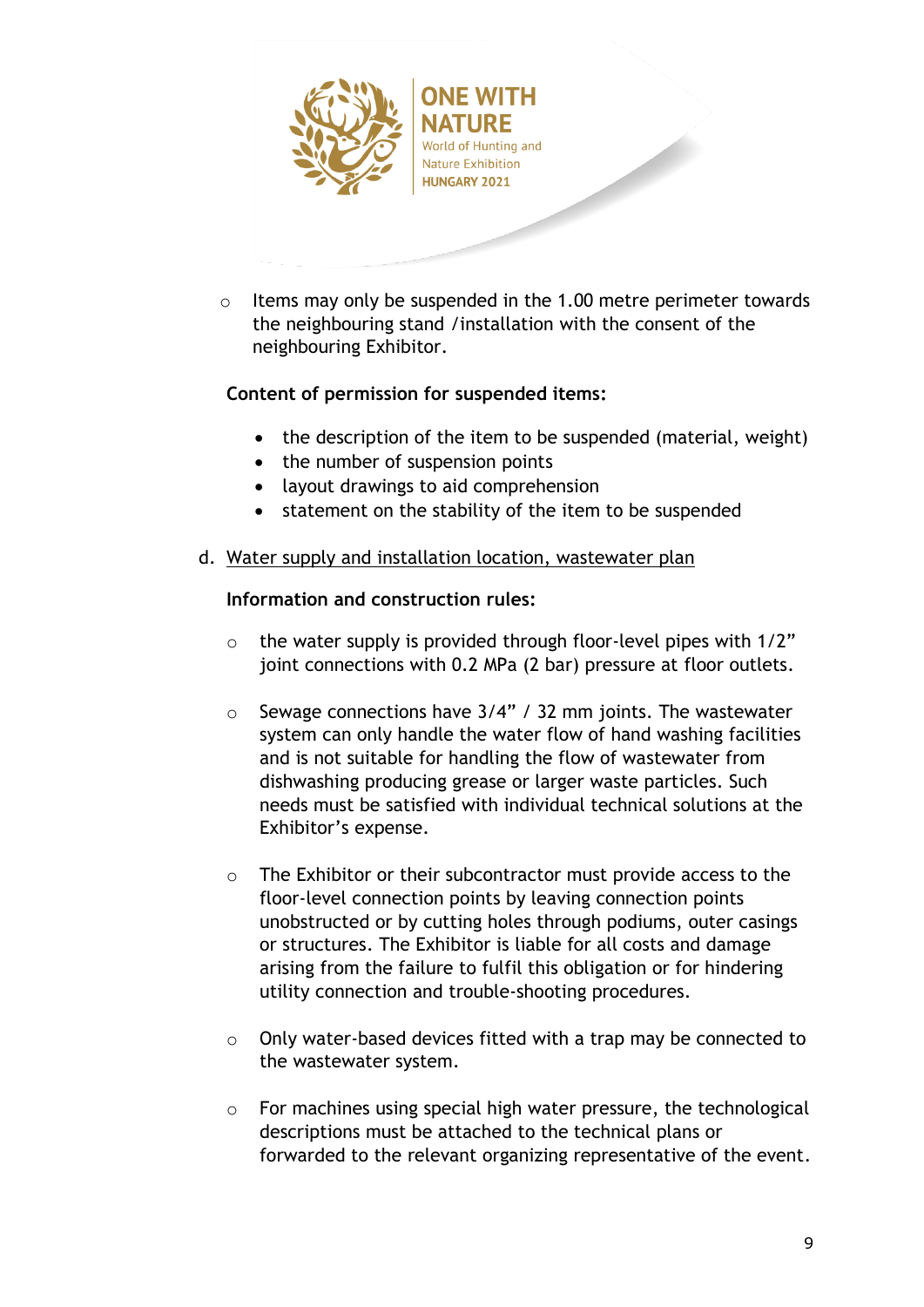- Items may only be suspended in the 1.00 metre perimeter towards the neighbouring stand /installation with the consent of the neighbouring Exhibitor.

**Content of permission for suspended items:**

- the description of the item to be suspended (material, weight)
- the number of suspension points
- layout drawings to aid comprehension
- statement on the stability of the item to be suspended

d. Water supply and installation location, wastewater plan

**Information and construction rules:**

- the water supply is provided through floor-level pipes with 1/2" joint connections with 0.2 MPa (2 bar) pressure at floor outlets.

- Sewage connections have 3/4" / 32 mm joints. The wastewater system can only handle the water flow of hand washing facilities and is not suitable for handling the flow of wastewater from dishwashing producing grease or larger waste particles. Such needs must be satisfied with individual technical solutions at the Exhibitor's expense.

- The Exhibitor or their subcontractor must provide access to the floor-level connection points by leaving connection points unobstructed or by cutting holes through podiums, outer casings or structures. The Exhibitor is liable for all costs and damage arising from the failure to fulfil this obligation or for hindering utility connection and trouble-shooting procedures.

- Only water-based devices fitted with a trap may be connected to the wastewater system.

- For machines using special high water pressure, the technological descriptions must be attached to the technical plans or forwarded to the relevant organizing representative of the event.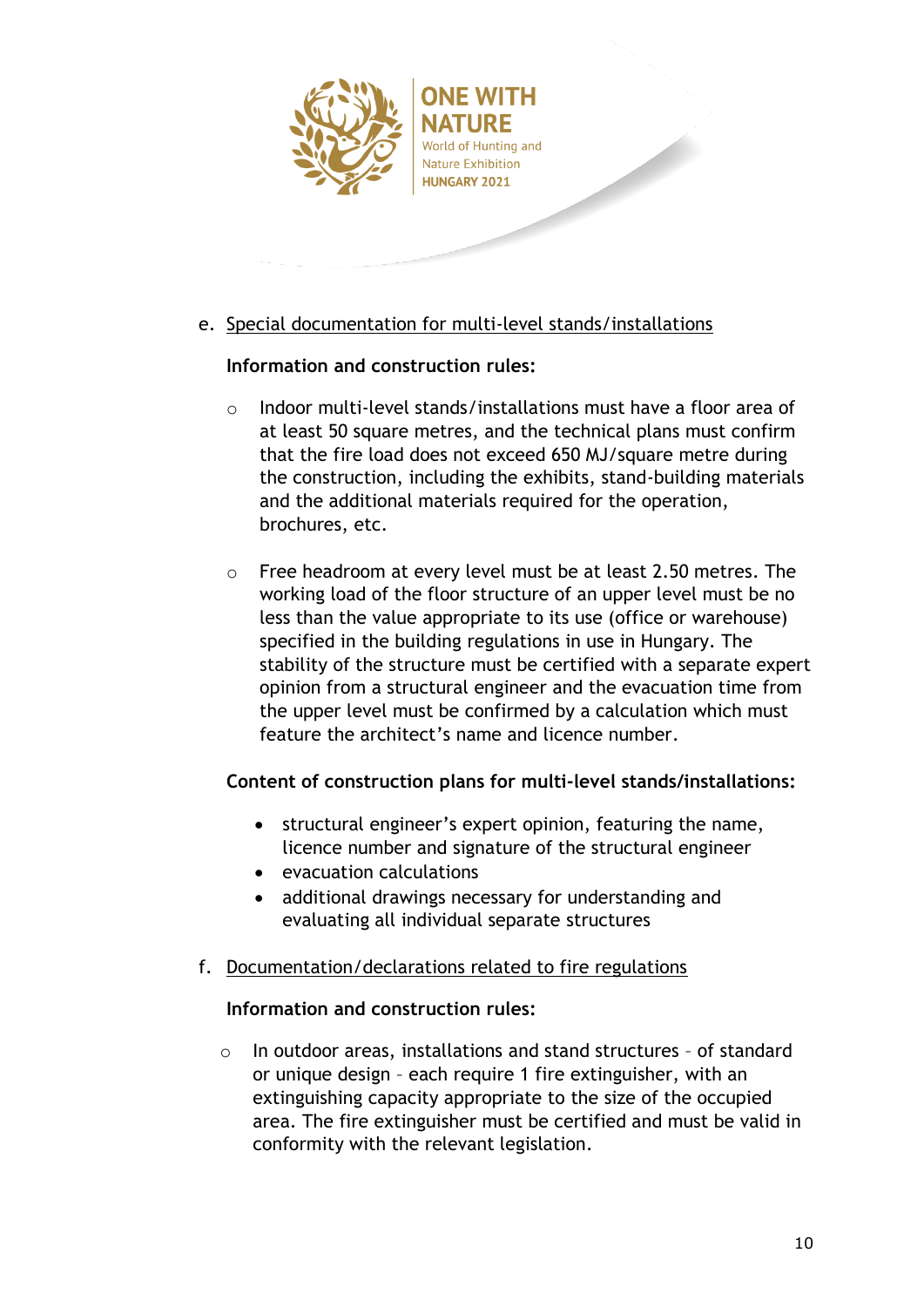e. Special documentation for multi-level stands/installations

**Information and construction rules:**

- Indoor multi-level stands/installations must have a floor area of at least 50 square metres, and the technical plans must confirm that the fire load does not exceed 650 MJ/square metre during the construction, including the exhibits, stand-building materials and the additional materials required for the operation, brochures, etc.

- Free headroom at every level must be at least 2.50 metres. The working load of the floor structure of an upper level must be no less than the value appropriate to its use (office or warehouse) specified in the building regulations in use in Hungary. The stability of the structure must be certified with a separate expert opinion from a structural engineer and the evacuation time from the upper level must be confirmed by a calculation which must feature the architect's name and licence number.

**Content of construction plans for multi-level stands/installations:**

- structural engineer's expert opinion, featuring the name, licence number and signature of the structural engineer
- evacuation calculations
- additional drawings necessary for understanding and evaluating all individual separate structures

f. Documentation/declarations related to fire regulations

**Information and construction rules:**

- In outdoor areas, installations and stand structures – of standard or unique design – each require 1 fire extinguisher, with an extinguishing capacity appropriate to the size of the occupied area. The fire extinguisher must be certified and must be valid in conformity with the relevant legislation.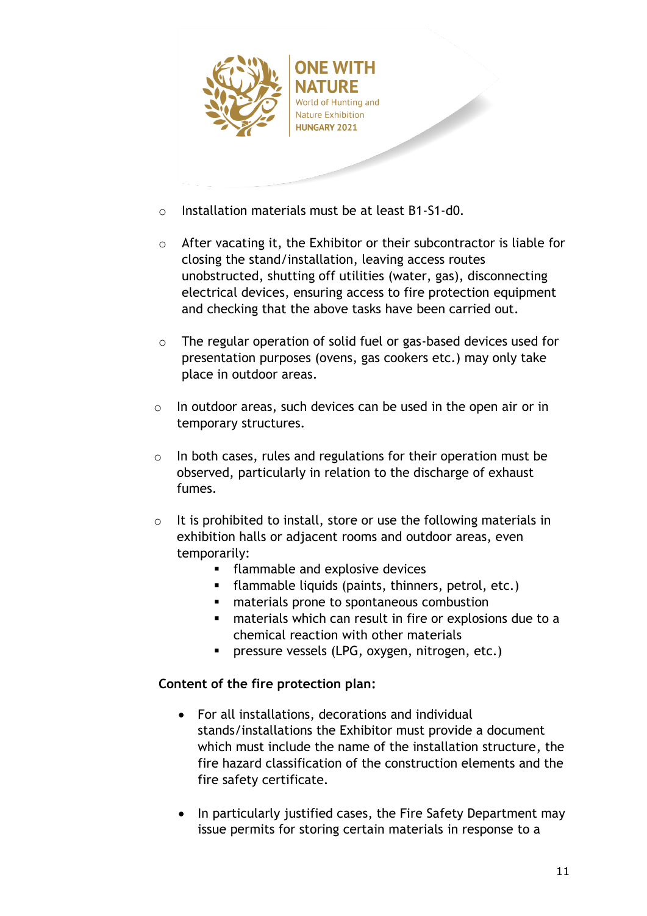- Installation materials must be at least B1-S1-d0.

- After vacating it, the Exhibitor or their subcontractor is liable for closing the stand/installation, leaving access routes unobstructed, shutting off utilities (water, gas), disconnecting electrical devices, ensuring access to fire protection equipment and checking that the above tasks have been carried out.

- The regular operation of solid fuel or gas-based devices used for presentation purposes (ovens, gas cookers etc.) may only take place in outdoor areas.

- In outdoor areas, such devices can be used in the open air or in temporary structures.

- In both cases, rules and regulations for their operation must be observed, particularly in relation to the discharge of exhaust fumes.

- It is prohibited to install, store or use the following materials in exhibition halls or adjacent rooms and outdoor areas, even temporarily:
    - flammable and explosive devices
    - flammable liquids (paints, thinners, petrol, etc.)
    - materials prone to spontaneous combustion
    - materials which can result in fire or explosions due to a chemical reaction with other materials
    - pressure vessels (LPG, oxygen, nitrogen, etc.)

**Content of the fire protection plan:**

- For all installations, decorations and individual stands/installations the Exhibitor must provide a document which must include the name of the installation structure, the fire hazard classification of the construction elements and the fire safety certificate.

- In particularly justified cases, the Fire Safety Department may issue permits for storing certain materials in response to a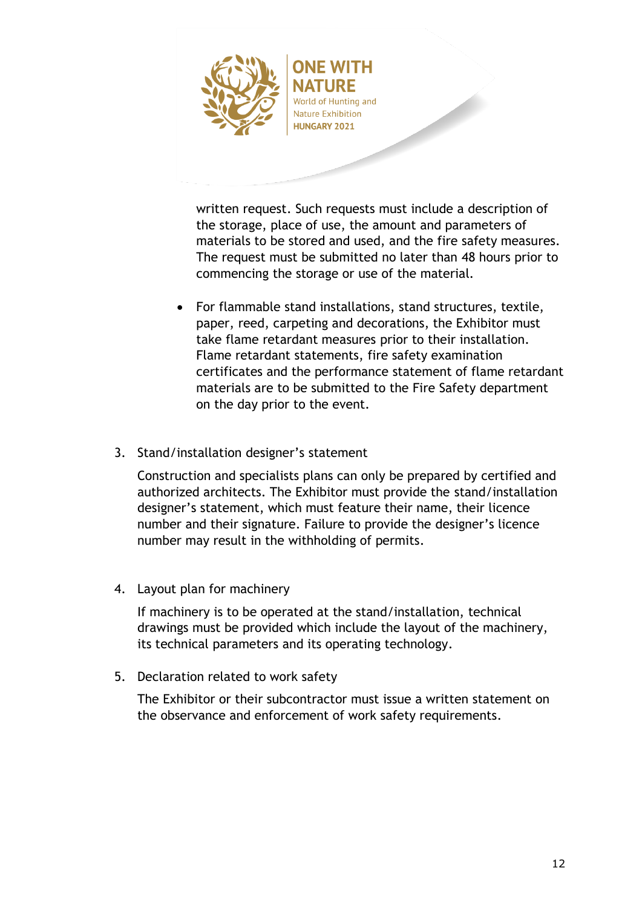written request. Such requests must include a description of the storage, place of use, the amount and parameters of materials to be stored and used, and the fire safety measures. The request must be submitted no later than 48 hours prior to commencing the storage or use of the material.

- For flammable stand installations, stand structures, textile, paper, reed, carpeting and decorations, the Exhibitor must take flame retardant measures prior to their installation. Flame retardant statements, fire safety examination certificates and the performance statement of flame retardant materials are to be submitted to the Fire Safety department on the day prior to the event.

3. Stand/installation designer's statement

   Construction and specialists plans can only be prepared by certified and authorized architects. The Exhibitor must provide the stand/installation designer's statement, which must feature their name, their licence number and their signature. Failure to provide the designer's licence number may result in the withholding of permits.

4. Layout plan for machinery

   If machinery is to be operated at the stand/installation, technical drawings must be provided which include the layout of the machinery, its technical parameters and its operating technology.

5. Declaration related to work safety

   The Exhibitor or their subcontractor must issue a written statement on the observance and enforcement of work safety requirements.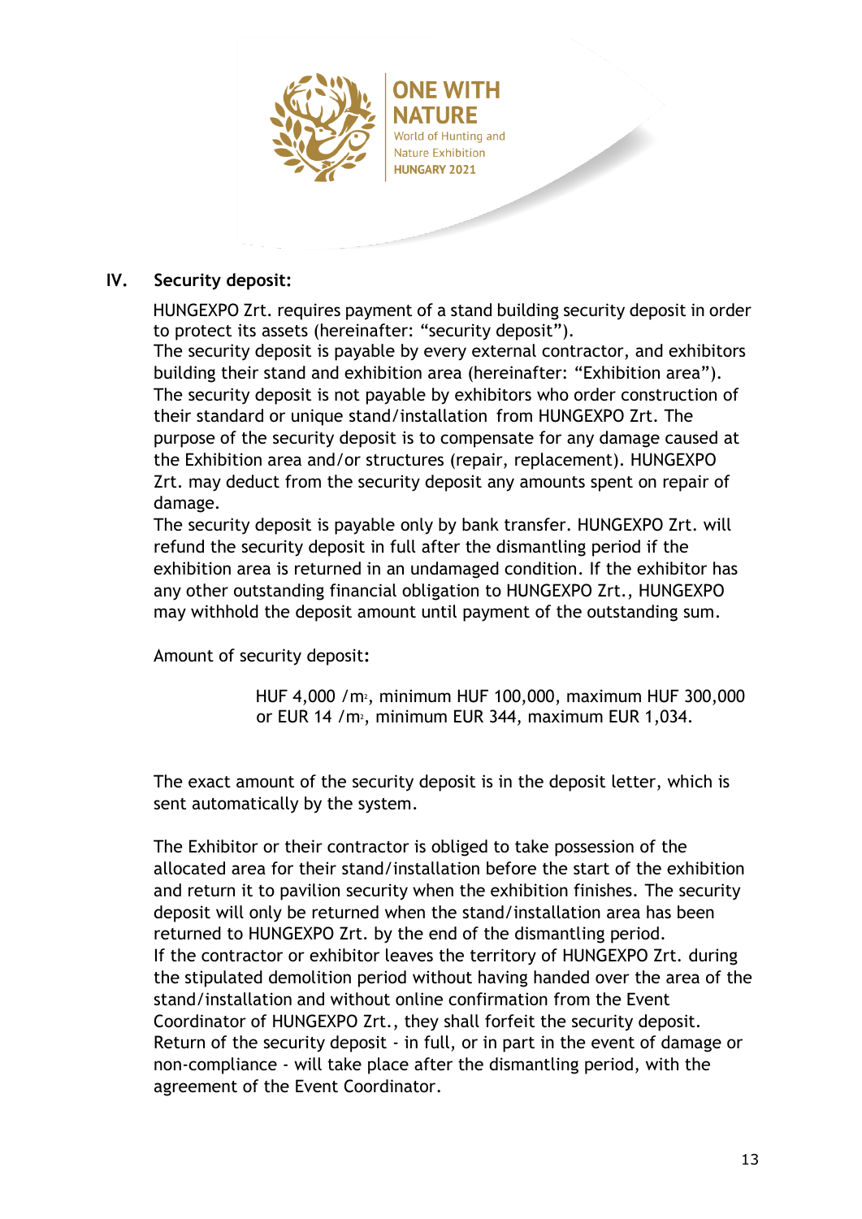## IV. Security deposit:

HUNGEXPO Zrt. requires payment of a stand building security deposit in order to protect its assets (hereinafter: "security deposit").
The security deposit is payable by every external contractor, and exhibitors building their stand and exhibition area (hereinafter: "Exhibition area").
The security deposit is not payable by exhibitors who order construction of their standard or unique stand/installation from HUNGEXPO Zrt. The purpose of the security deposit is to compensate for any damage caused at the Exhibition area and/or structures (repair, replacement). HUNGEXPO Zrt. may deduct from the security deposit any amounts spent on repair of damage.
The security deposit is payable only by bank transfer. HUNGEXPO Zrt. will refund the security deposit in full after the dismantling period if the exhibition area is returned in an undamaged condition. If the exhibitor has any other outstanding financial obligation to HUNGEXPO Zrt., HUNGEXPO may withhold the deposit amount until payment of the outstanding sum.

Amount of security deposit**:**

> HUF 4,000 /m$^2$, minimum HUF 100,000, maximum HUF 300,000
> or EUR 14 /m$^2$, minimum EUR 344, maximum EUR 1,034.

The exact amount of the security deposit is in the deposit letter, which is sent automatically by the system.

The Exhibitor or their contractor is obliged to take possession of the allocated area for their stand/installation before the start of the exhibition and return it to pavilion security when the exhibition finishes. The security deposit will only be returned when the stand/installation area has been returned to HUNGEXPO Zrt. by the end of the dismantling period.
If the contractor or exhibitor leaves the territory of HUNGEXPO Zrt. during the stipulated demolition period without having handed over the area of the stand/installation and without online confirmation from the Event Coordinator of HUNGEXPO Zrt., they shall forfeit the security deposit.
Return of the security deposit - in full, or in part in the event of damage or non-compliance - will take place after the dismantling period, with the agreement of the Event Coordinator.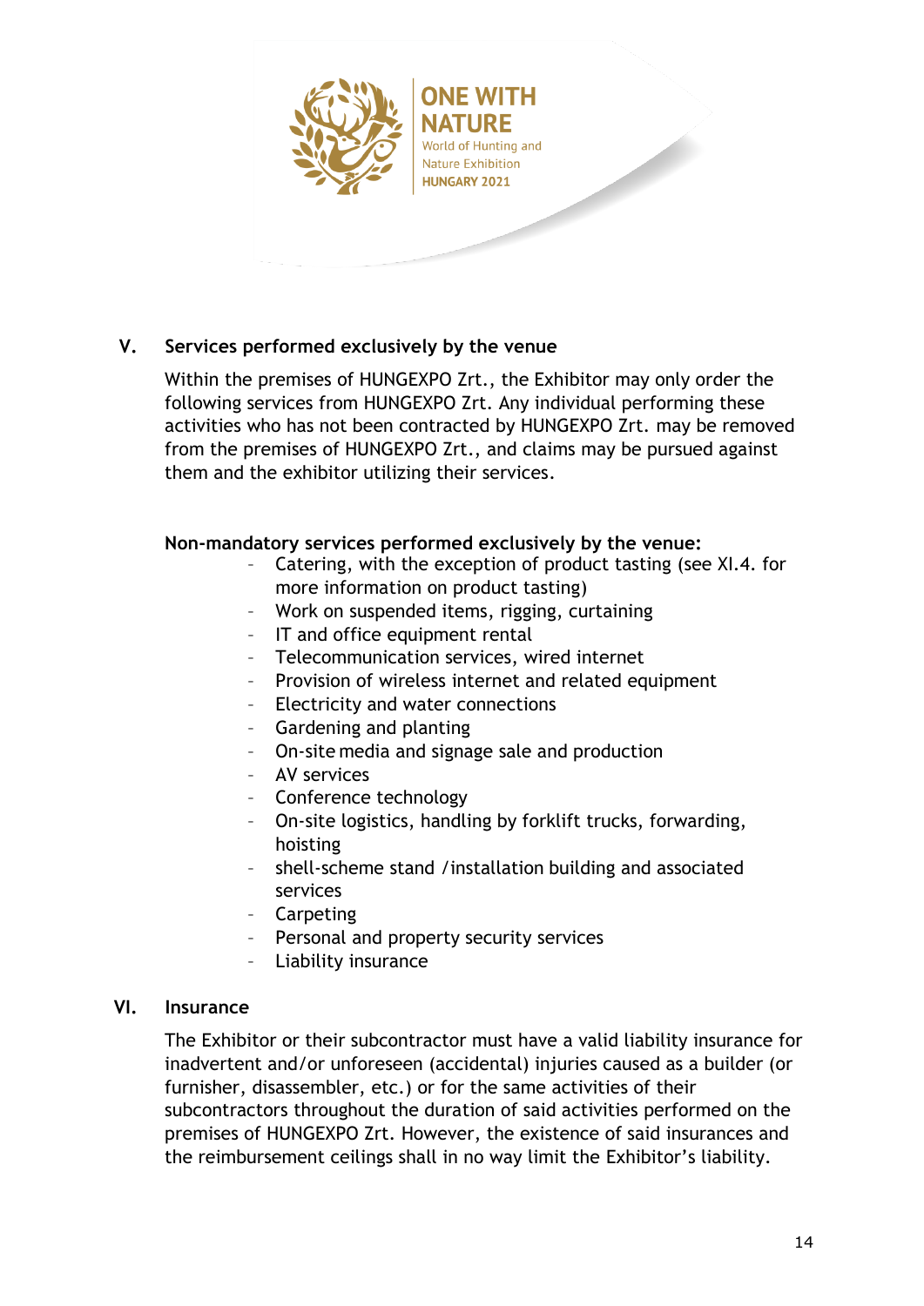## V. Services performed exclusively by the venue

Within the premises of HUNGEXPO Zrt., the Exhibitor may only order the following services from HUNGEXPO Zrt. Any individual performing these activities who has not been contracted by HUNGEXPO Zrt. may be removed from the premises of HUNGEXPO Zrt., and claims may be pursued against them and the exhibitor utilizing their services.

**Non-mandatory services performed exclusively by the venue:**

- Catering, with the exception of product tasting (see XI.4. for more information on product tasting)
- Work on suspended items, rigging, curtaining
- IT and office equipment rental
- Telecommunication services, wired internet
- Provision of wireless internet and related equipment
- Electricity and water connections
- Gardening and planting
- On-site media and signage sale and production
- AV services
- Conference technology
- On-site logistics, handling by forklift trucks, forwarding, hoisting
- shell-scheme stand /installation building and associated services
- Carpeting
- Personal and property security services
- Liability insurance

## VI. Insurance

The Exhibitor or their subcontractor must have a valid liability insurance for inadvertent and/or unforeseen (accidental) injuries caused as a builder (or furnisher, disassembler, etc.) or for the same activities of their subcontractors throughout the duration of said activities performed on the premises of HUNGEXPO Zrt. However, the existence of said insurances and the reimbursement ceilings shall in no way limit the Exhibitor's liability.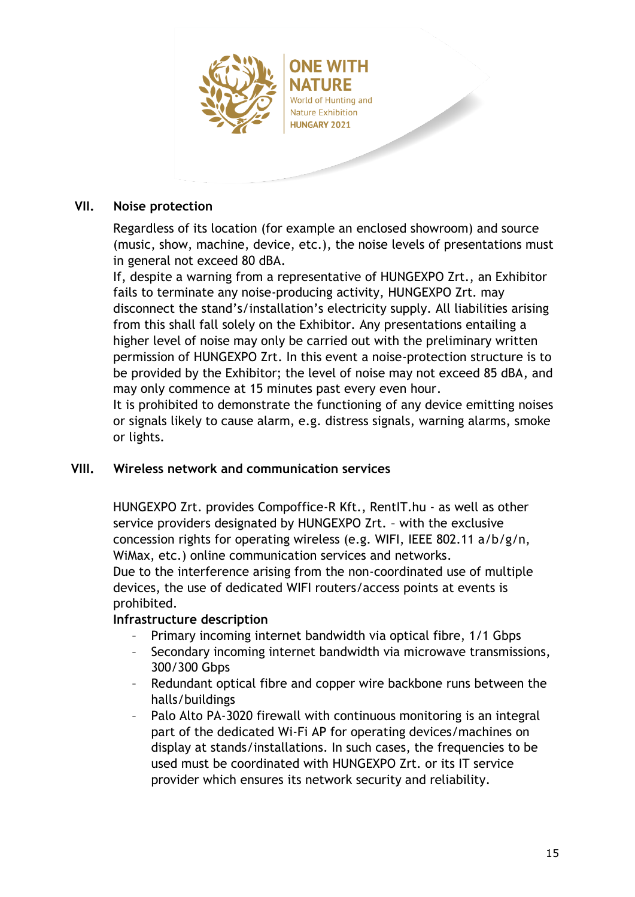## VII. Noise protection

Regardless of its location (for example an enclosed showroom) and source (music, show, machine, device, etc.), the noise levels of presentations must in general not exceed 80 dBA.

If, despite a warning from a representative of HUNGEXPO Zrt., an Exhibitor fails to terminate any noise-producing activity, HUNGEXPO Zrt. may disconnect the stand's/installation's electricity supply. All liabilities arising from this shall fall solely on the Exhibitor. Any presentations entailing a higher level of noise may only be carried out with the preliminary written permission of HUNGEXPO Zrt. In this event a noise-protection structure is to be provided by the Exhibitor; the level of noise may not exceed 85 dBA, and may only commence at 15 minutes past every even hour.

It is prohibited to demonstrate the functioning of any device emitting noises or signals likely to cause alarm, e.g. distress signals, warning alarms, smoke or lights.

## VIII. Wireless network and communication services

HUNGEXPO Zrt. provides Compoffice-R Kft., RentIT.hu - as well as other service providers designated by HUNGEXPO Zrt. – with the exclusive concession rights for operating wireless (e.g. WIFI, IEEE 802.11 a/b/g/n, WiMax, etc.) online communication services and networks.

Due to the interference arising from the non-coordinated use of multiple devices, the use of dedicated WIFI routers/access points at events is prohibited.

**Infrastructure description**

- Primary incoming internet bandwidth via optical fibre, 1/1 Gbps
- Secondary incoming internet bandwidth via microwave transmissions, 300/300 Gbps
- Redundant optical fibre and copper wire backbone runs between the halls/buildings
- Palo Alto PA-3020 firewall with continuous monitoring is an integral part of the dedicated Wi-Fi AP for operating devices/machines on display at stands/installations. In such cases, the frequencies to be used must be coordinated with HUNGEXPO Zrt. or its IT service provider which ensures its network security and reliability.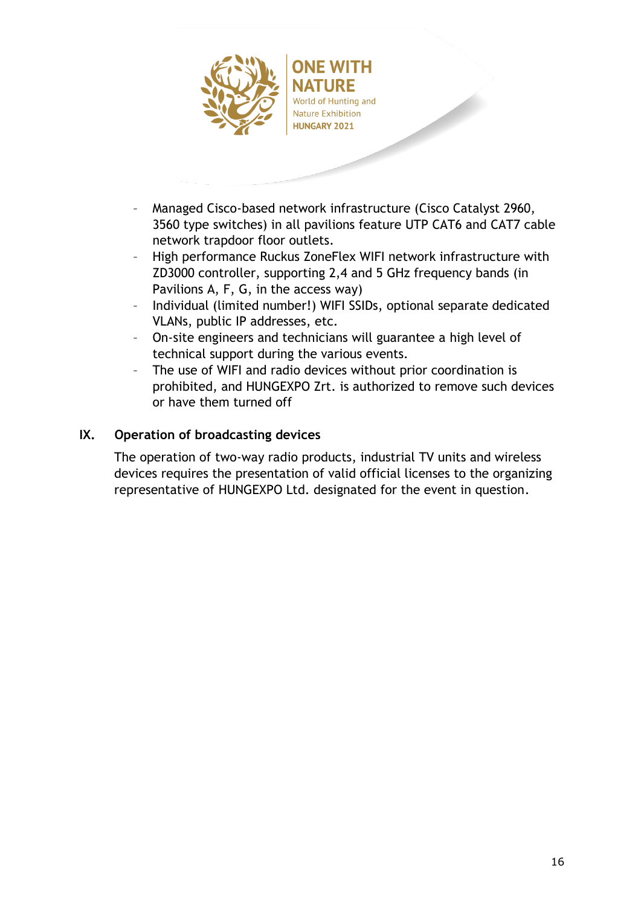- Managed Cisco-based network infrastructure (Cisco Catalyst 2960, 3560 type switches) in all pavilions feature UTP CAT6 and CAT7 cable network trapdoor floor outlets.
- High performance Ruckus ZoneFlex WIFI network infrastructure with ZD3000 controller, supporting 2,4 and 5 GHz frequency bands (in Pavilions A, F, G, in the access way)
- Individual (limited number!) WIFI SSIDs, optional separate dedicated VLANs, public IP addresses, etc.
- On-site engineers and technicians will guarantee a high level of technical support during the various events.
- The use of WIFI and radio devices without prior coordination is prohibited, and HUNGEXPO Zrt. is authorized to remove such devices or have them turned off

## IX. Operation of broadcasting devices

The operation of two-way radio products, industrial TV units and wireless devices requires the presentation of valid official licenses to the organizing representative of HUNGEXPO Ltd. designated for the event in question.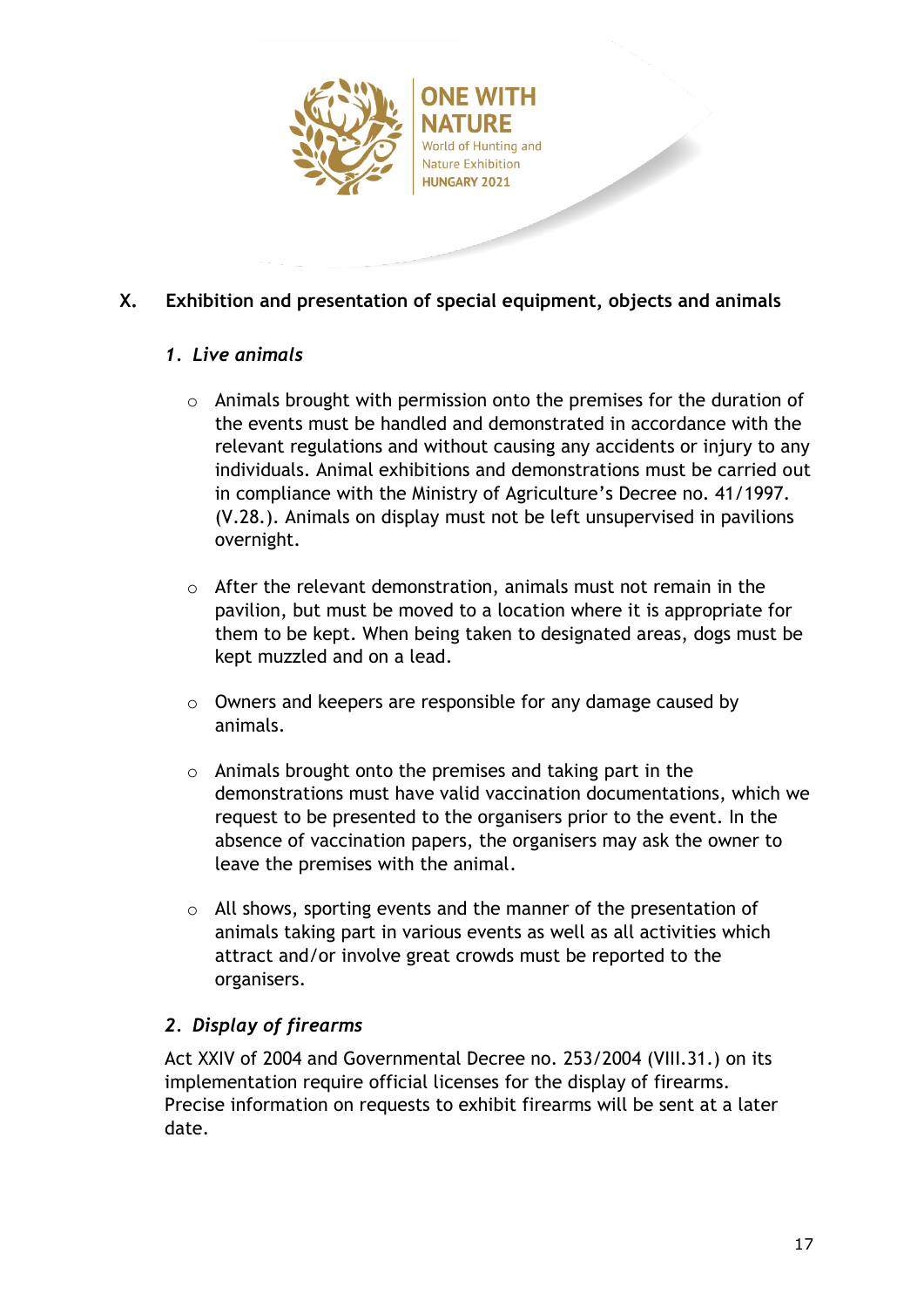## X. Exhibition and presentation of special equipment, objects and animals

### *1. Live animals*

- Animals brought with permission onto the premises for the duration of the events must be handled and demonstrated in accordance with the relevant regulations and without causing any accidents or injury to any individuals. Animal exhibitions and demonstrations must be carried out in compliance with the Ministry of Agriculture's Decree no. 41/1997. (V.28.). Animals on display must not be left unsupervised in pavilions overnight.

- After the relevant demonstration, animals must not remain in the pavilion, but must be moved to a location where it is appropriate for them to be kept. When being taken to designated areas, dogs must be kept muzzled and on a lead.

- Owners and keepers are responsible for any damage caused by animals.

- Animals brought onto the premises and taking part in the demonstrations must have valid vaccination documentations, which we request to be presented to the organisers prior to the event. In the absence of vaccination papers, the organisers may ask the owner to leave the premises with the animal.

- All shows, sporting events and the manner of the presentation of animals taking part in various events as well as all activities which attract and/or involve great crowds must be reported to the organisers.

### *2. Display of firearms*

Act XXIV of 2004 and Governmental Decree no. 253/2004 (VIII.31.) on its implementation require official licenses for the display of firearms. Precise information on requests to exhibit firearms will be sent at a later date.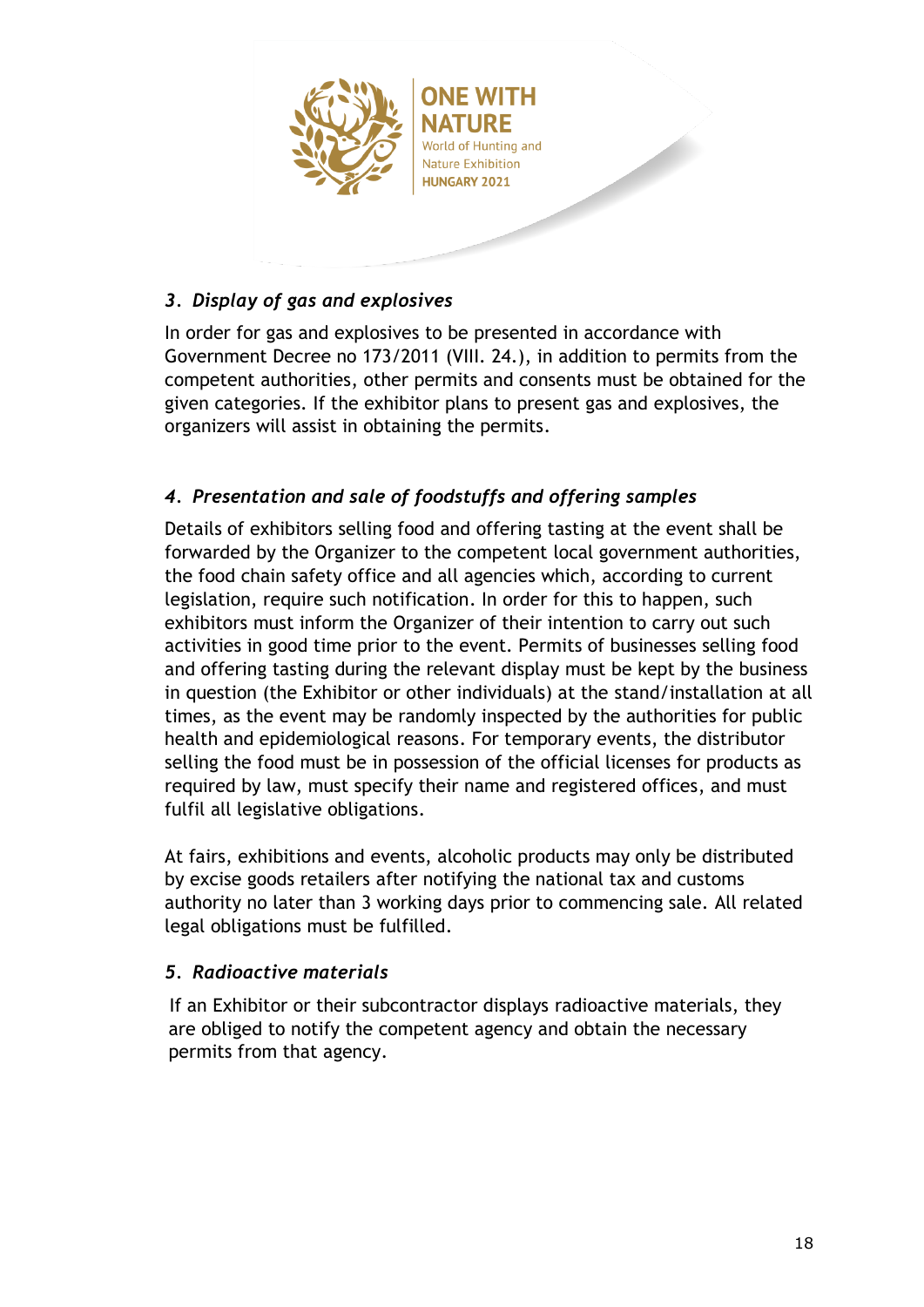### *3. Display of gas and explosives*

In order for gas and explosives to be presented in accordance with Government Decree no 173/2011 (VIII. 24.), in addition to permits from the competent authorities, other permits and consents must be obtained for the given categories. If the exhibitor plans to present gas and explosives, the organizers will assist in obtaining the permits.

### *4. Presentation and sale of foodstuffs and offering samples*

Details of exhibitors selling food and offering tasting at the event shall be forwarded by the Organizer to the competent local government authorities, the food chain safety office and all agencies which, according to current legislation, require such notification. In order for this to happen, such exhibitors must inform the Organizer of their intention to carry out such activities in good time prior to the event. Permits of businesses selling food and offering tasting during the relevant display must be kept by the business in question (the Exhibitor or other individuals) at the stand/installation at all times, as the event may be randomly inspected by the authorities for public health and epidemiological reasons. For temporary events, the distributor selling the food must be in possession of the official licenses for products as required by law, must specify their name and registered offices, and must fulfil all legislative obligations.

At fairs, exhibitions and events, alcoholic products may only be distributed by excise goods retailers after notifying the national tax and customs authority no later than 3 working days prior to commencing sale. All related legal obligations must be fulfilled.

### *5. Radioactive materials*

If an Exhibitor or their subcontractor displays radioactive materials, they are obliged to notify the competent agency and obtain the necessary permits from that agency.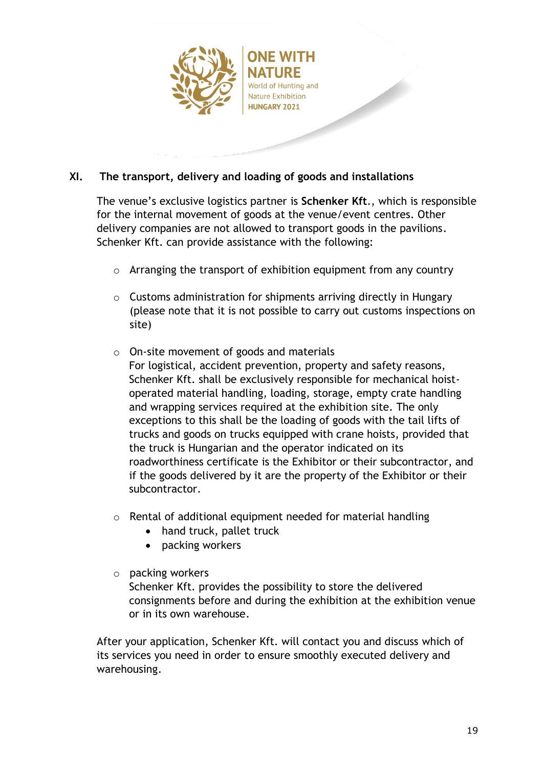## XI. The transport, delivery and loading of goods and installations

The venue's exclusive logistics partner is **Schenker Kft**., which is responsible for the internal movement of goods at the venue/event centres. Other delivery companies are not allowed to transport goods in the pavilions. Schenker Kft. can provide assistance with the following:

- Arranging the transport of exhibition equipment from any country
- Customs administration for shipments arriving directly in Hungary (please note that it is not possible to carry out customs inspections on site)
- On-site movement of goods and materials
  For logistical, accident prevention, property and safety reasons, Schenker Kft. shall be exclusively responsible for mechanical hoist-operated material handling, loading, storage, empty crate handling and wrapping services required at the exhibition site. The only exceptions to this shall be the loading of goods with the tail lifts of trucks and goods on trucks equipped with crane hoists, provided that the truck is Hungarian and the operator indicated on its roadworthiness certificate is the Exhibitor or their subcontractor, and if the goods delivered by it are the property of the Exhibitor or their subcontractor.
- Rental of additional equipment needed for material handling
  - hand truck, pallet truck
  - packing workers
- packing workers
  Schenker Kft. provides the possibility to store the delivered consignments before and during the exhibition at the exhibition venue or in its own warehouse.

After your application, Schenker Kft. will contact you and discuss which of its services you need in order to ensure smoothly executed delivery and warehousing.